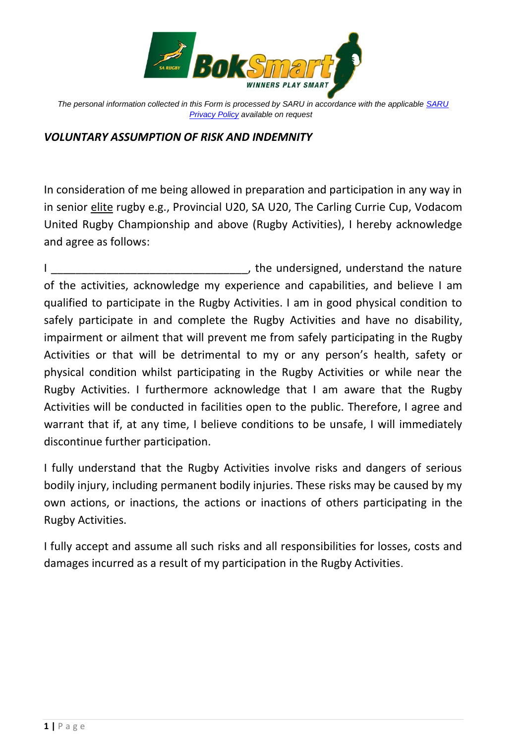*The personal information collected in this Form is processed by SARU in accordance with the applicable [SARU Privacy Policy] available on request*

***VOLUNTARY ASSUMPTION OF RISK AND INDEMNITY***

In consideration of me being allowed in preparation and participation in any way in in senior <u>elite</u> rugby e.g., Provincial U20, SA U20, The Carling Currie Cup, Vodacom United Rugby Championship and above (Rugby Activities), I hereby acknowledge and agree as follows:

I ________________________________, the undersigned, understand the nature of the activities, acknowledge my experience and capabilities, and believe I am qualified to participate in the Rugby Activities. I am in good physical condition to safely participate in and complete the Rugby Activities and have no disability, impairment or ailment that will prevent me from safely participating in the Rugby Activities or that will be detrimental to my or any person's health, safety or physical condition whilst participating in the Rugby Activities or while near the Rugby Activities. I furthermore acknowledge that I am aware that the Rugby Activities will be conducted in facilities open to the public. Therefore, I agree and warrant that if, at any time, I believe conditions to be unsafe, I will immediately discontinue further participation.

I fully understand that the Rugby Activities involve risks and dangers of serious bodily injury, including permanent bodily injuries. These risks may be caused by my own actions, or inactions, the actions or inactions of others participating in the Rugby Activities.

I fully accept and assume all such risks and all responsibilities for losses, costs and damages incurred as a result of my participation in the Rugby Activities.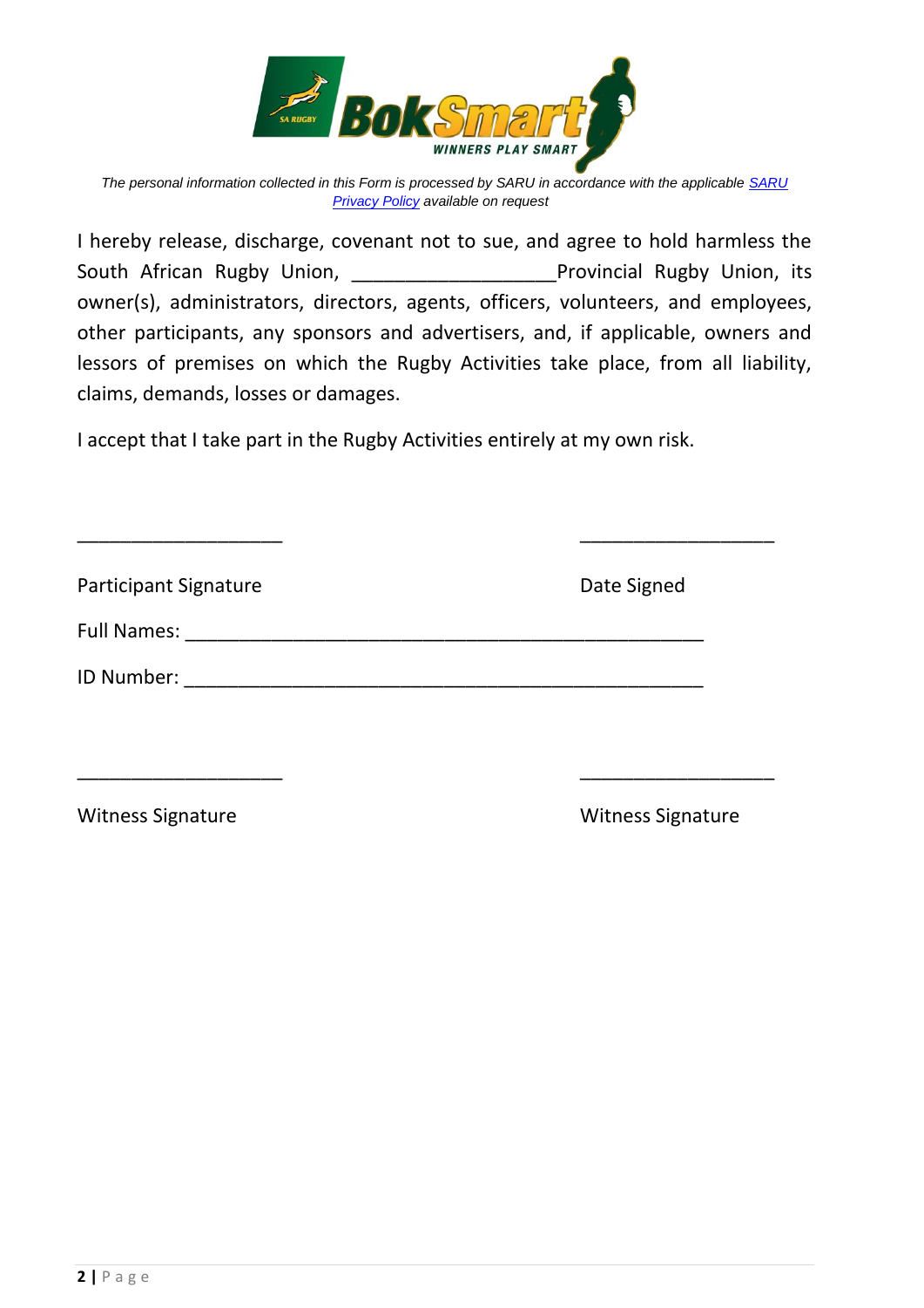The personal information collected in this Form is processed by SARU in accordance with the applicable *SARU Privacy Policy* available on request

I hereby release, discharge, covenant not to sue, and agree to hold harmless the South African Rugby Union, __________________Provincial Rugby Union, its owner(s), administrators, directors, agents, officers, volunteers, and employees, other participants, any sponsors and advertisers, and, if applicable, owners and lessors of premises on which the Rugby Activities take place, from all liability, claims, demands, losses or damages.

I accept that I take part in the Rugby Activities entirely at my own risk.

___________________ ___________________

Participant Signature Date Signed

Full Names: ______________________________________________

ID Number: ______________________________________________

___________________ ___________________

Witness Signature Witness Signature